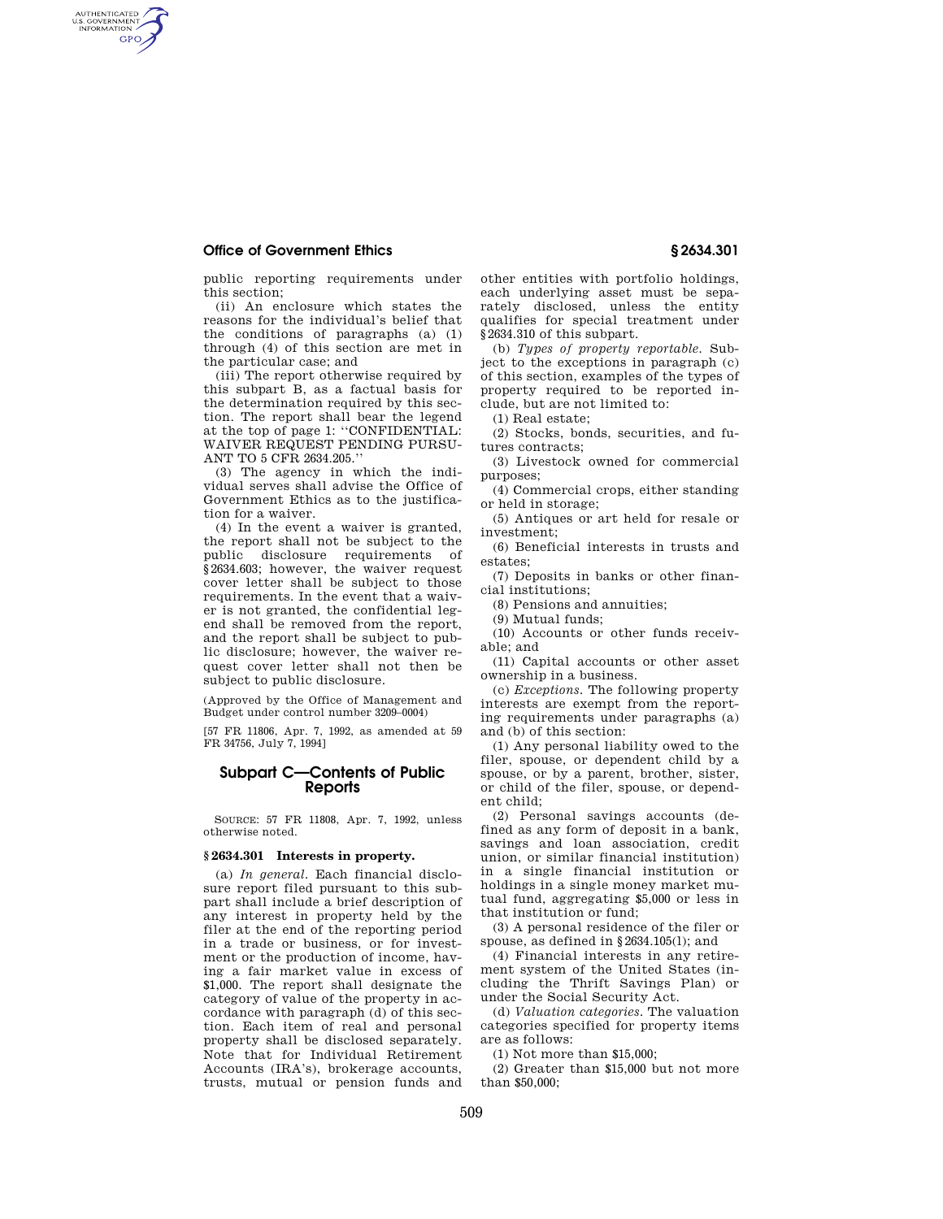public reporting requirements under this section;

(ii) An enclosure which states the reasons for the individual's belief that the conditions of paragraphs (a) (1) through (4) of this section are met in the particular case; and

(iii) The report otherwise required by this subpart B, as a factual basis for the determination required by this section. The report shall bear the legend at the top of page 1: ''CONFIDENTIAL: WAIVER REQUEST PENDING PURSUANT TO 5 CFR 2634.205.''

(3) The agency in which the individual serves shall advise the Office of Government Ethics as to the justification for a waiver.

(4) In the event a waiver is granted, the report shall not be subject to the public disclosure requirements of §2634.603; however, the waiver request cover letter shall be subject to those requirements. In the event that a waiver is not granted, the confidential legend shall be removed from the report, and the report shall be subject to public disclosure; however, the waiver request cover letter shall not then be subject to public disclosure.

(Approved by the Office of Management and Budget under control number 3209–0004)

[57 FR 11806, Apr. 7, 1992, as amended at 59 FR 34756, July 7, 1994]

## Subpart C—Contents of Public Reports

SOURCE: 57 FR 11808, Apr. 7, 1992, unless otherwise noted.

### § 2634.301 Interests in property.

(a) *In general.* Each financial disclosure report filed pursuant to this subpart shall include a brief description of any interest in property held by the filer at the end of the reporting period in a trade or business, or for investment or the production of income, having a fair market value in excess of $1,000. The report shall designate the category of value of the property in accordance with paragraph (d) of this section. Each item of real and personal property shall be disclosed separately. Note that for Individual Retirement Accounts (IRA's), brokerage accounts, trusts, mutual or pension funds and other entities with portfolio holdings, each underlying asset must be separately disclosed, unless the entity qualifies for special treatment under §2634.310 of this subpart.

(b) *Types of property reportable.* Subject to the exceptions in paragraph (c) of this section, examples of the types of property required to be reported include, but are not limited to:

(1) Real estate;

(2) Stocks, bonds, securities, and futures contracts;

(3) Livestock owned for commercial purposes;

(4) Commercial crops, either standing or held in storage;

(5) Antiques or art held for resale or investment;

(6) Beneficial interests in trusts and estates;

(7) Deposits in banks or other financial institutions;

(8) Pensions and annuities;

(9) Mutual funds;

(10) Accounts or other funds receivable; and

(11) Capital accounts or other asset ownership in a business.

(c) *Exceptions.* The following property interests are exempt from the reporting requirements under paragraphs (a) and (b) of this section:

(1) Any personal liability owed to the filer, spouse, or dependent child by a spouse, or by a parent, brother, sister, or child of the filer, spouse, or dependent child;

(2) Personal savings accounts (defined as any form of deposit in a bank, savings and loan association, credit union, or similar financial institution) in a single financial institution or holdings in a single money market mutual fund, aggregating $5,000 or less in that institution or fund;

(3) A personal residence of the filer or spouse, as defined in §2634.105(l); and

(4) Financial interests in any retirement system of the United States (including the Thrift Savings Plan) or under the Social Security Act.

(d) *Valuation categories.* The valuation categories specified for property items are as follows:

(1) Not more than $15,000;

(2) Greater than $15,000 but not more than $50,000;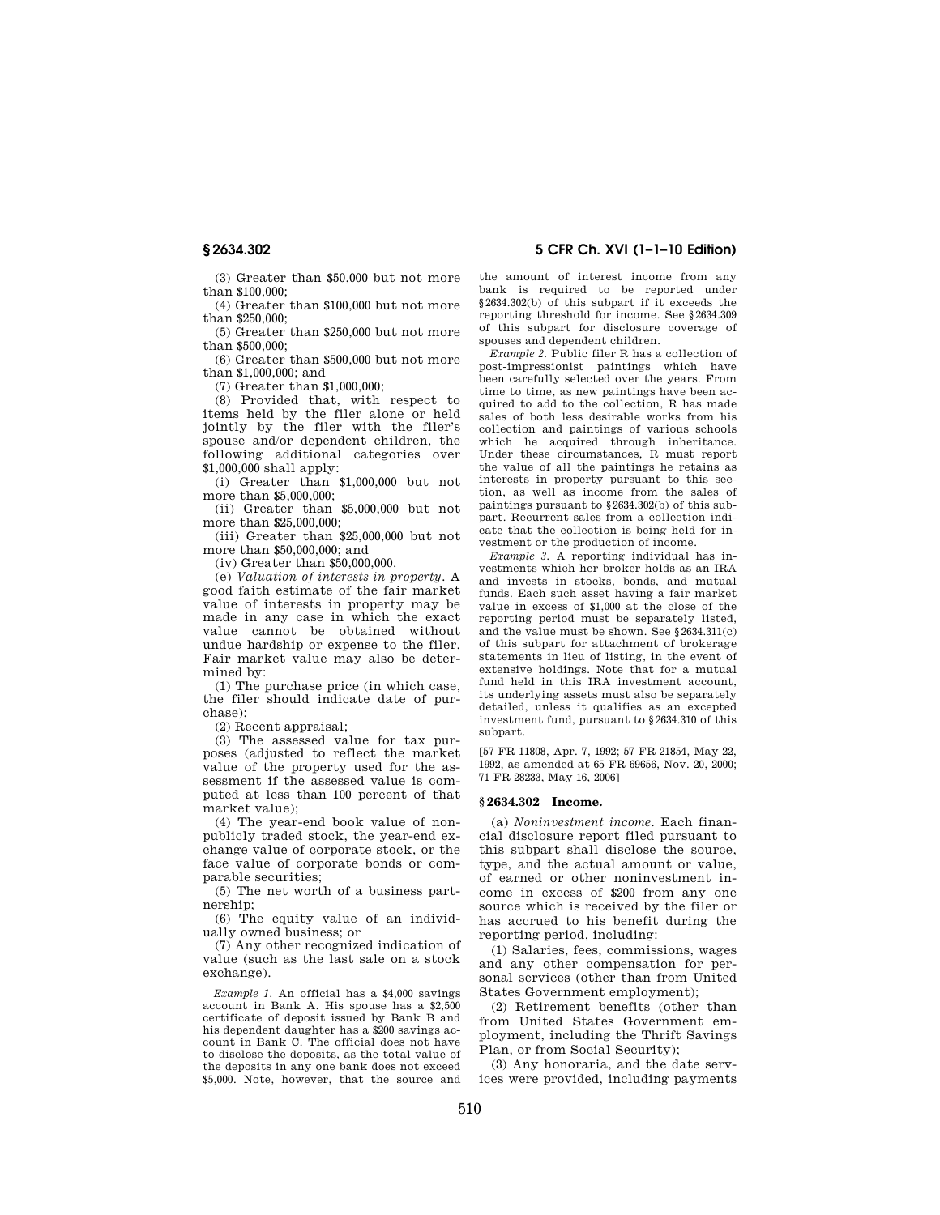(3) Greater than $50,000 but not more than $100,000;

(4) Greater than $100,000 but not more than $250,000;

(5) Greater than $250,000 but not more than $500,000;

(6) Greater than $500,000 but not more than $1,000,000; and

(7) Greater than $1,000,000;

(8) Provided that, with respect to items held by the filer alone or held jointly by the filer with the filer's spouse and/or dependent children, the following additional categories over $1,000,000 shall apply:

(i) Greater than $1,000,000 but not more than $5,000,000;

(ii) Greater than $5,000,000 but not more than $25,000,000;

(iii) Greater than $25,000,000 but not more than $50,000,000; and

(iv) Greater than $50,000,000.

(e) *Valuation of interests in property.* A good faith estimate of the fair market value of interests in property may be made in any case in which the exact value cannot be obtained without undue hardship or expense to the filer. Fair market value may also be determined by:

(1) The purchase price (in which case, the filer should indicate date of purchase);

(2) Recent appraisal;

(3) The assessed value for tax purposes (adjusted to reflect the market value of the property used for the assessment if the assessed value is computed at less than 100 percent of that market value);

(4) The year-end book value of nonpublicly traded stock, the year-end exchange value of corporate stock, or the face value of corporate bonds or comparable securities;

(5) The net worth of a business partnership;

(6) The equity value of an individually owned business; or

(7) Any other recognized indication of value (such as the last sale on a stock exchange).

*Example 1.* An official has a $4,000 savings account in Bank A. His spouse has a $2,500 certificate of deposit issued by Bank B and his dependent daughter has a $200 savings account in Bank C. The official does not have to disclose the deposits, as the total value of the deposits in any one bank does not exceed $5,000. Note, however, that the source and the amount of interest income from any bank is required to be reported under §2634.302(b) of this subpart if it exceeds the reporting threshold for income. See §2634.309 of this subpart for disclosure coverage of spouses and dependent children.

*Example 2.* Public filer R has a collection of post-impressionist paintings which have been carefully selected over the years. From time to time, as new paintings have been acquired to add to the collection, R has made sales of both less desirable works from his collection and paintings of various schools which he acquired through inheritance. Under these circumstances, R must report the value of all the paintings he retains as interests in property pursuant to this section, as well as income from the sales of paintings pursuant to §2634.302(b) of this subpart. Recurrent sales from a collection indicate that the collection is being held for investment or the production of income.

*Example 3.* A reporting individual has investments which her broker holds as an IRA and invests in stocks, bonds, and mutual funds. Each such asset having a fair market value in excess of $1,000 at the close of the reporting period must be separately listed, and the value must be shown. See §2634.311(c) of this subpart for attachment of brokerage statements in lieu of listing, in the event of extensive holdings. Note that for a mutual fund held in this IRA investment account, its underlying assets must also be separately detailed, unless it qualifies as an excepted investment fund, pursuant to §2634.310 of this subpart.

[57 FR 11808, Apr. 7, 1992; 57 FR 21854, May 22, 1992, as amended at 65 FR 69656, Nov. 20, 2000; 71 FR 28233, May 16, 2006]

### §2634.302 Income.

(a) *Noninvestment income.* Each financial disclosure report filed pursuant to this subpart shall disclose the source, type, and the actual amount or value, of earned or other noninvestment income in excess of $200 from any one source which is received by the filer or has accrued to his benefit during the reporting period, including:

(1) Salaries, fees, commissions, wages and any other compensation for personal services (other than from United States Government employment);

(2) Retirement benefits (other than from United States Government employment, including the Thrift Savings Plan, or from Social Security);

(3) Any honoraria, and the date services were provided, including payments